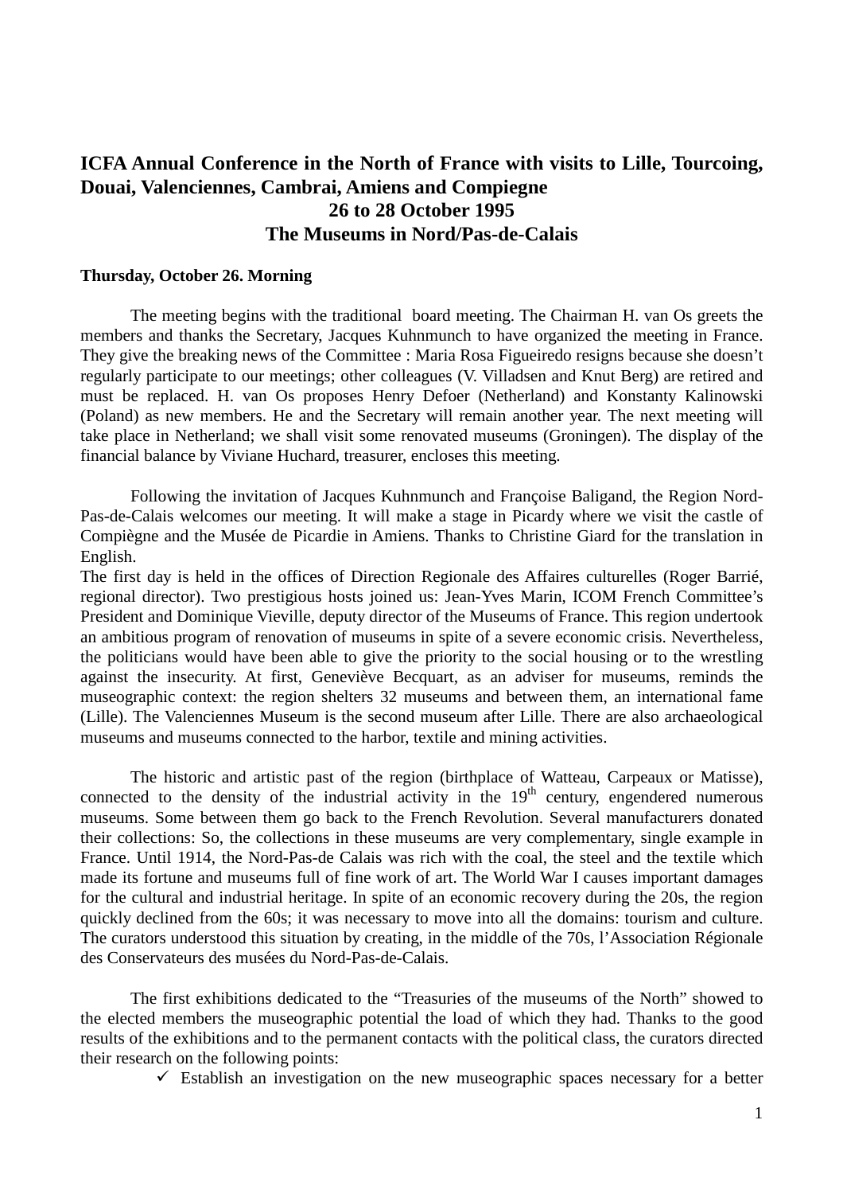# ICFA Annual Conference in the North of France with visits to Lille, Tourcoing, Douai, Valenciennes, Cambrai, Amiens and Compiegne

## 26 to 28 October 1995

## The Museums in Nord/Pas-de-Calais

**Thursday, October 26. Morning**

The meeting begins with the traditional board meeting. The Chairman H. van Os greets the members and thanks the Secretary, Jacques Kuhnmunch to have organized the meeting in France. They give the breaking news of the Committee : Maria Rosa Figueiredo resigns because she doesn't regularly participate to our meetings; other colleagues (V. Villadsen and Knut Berg) are retired and must be replaced. H. van Os proposes Henry Defoer (Netherland) and Konstanty Kalinowski (Poland) as new members. He and the Secretary will remain another year. The next meeting will take place in Netherland; we shall visit some renovated museums (Groningen). The display of the financial balance by Viviane Huchard, treasurer, encloses this meeting.

Following the invitation of Jacques Kuhnmunch and Françoise Baligand, the Region Nord-Pas-de-Calais welcomes our meeting. It will make a stage in Picardy where we visit the castle of Compiègne and the Musée de Picardie in Amiens. Thanks to Christine Giard for the translation in English.

The first day is held in the offices of Direction Regionale des Affaires culturelles (Roger Barrié, regional director). Two prestigious hosts joined us: Jean-Yves Marin, ICOM French Committee's President and Dominique Vieville, deputy director of the Museums of France. This region undertook an ambitious program of renovation of museums in spite of a severe economic crisis. Nevertheless, the politicians would have been able to give the priority to the social housing or to the wrestling against the insecurity. At first, Geneviève Becquart, as an adviser for museums, reminds the museographic context: the region shelters 32 museums and between them, an international fame (Lille). The Valenciennes Museum is the second museum after Lille. There are also archaeological museums and museums connected to the harbor, textile and mining activities.

The historic and artistic past of the region (birthplace of Watteau, Carpeaux or Matisse), connected to the density of the industrial activity in the 19th century, engendered numerous museums. Some between them go back to the French Revolution. Several manufacturers donated their collections: So, the collections in these museums are very complementary, single example in France. Until 1914, the Nord-Pas-de Calais was rich with the coal, the steel and the textile which made its fortune and museums full of fine work of art. The World War I causes important damages for the cultural and industrial heritage. In spite of an economic recovery during the 20s, the region quickly declined from the 60s; it was necessary to move into all the domains: tourism and culture. The curators understood this situation by creating, in the middle of the 70s, l'Association Régionale des Conservateurs des musées du Nord-Pas-de-Calais.

The first exhibitions dedicated to the "Treasuries of the museums of the North" showed to the elected members the museographic potential the load of which they had. Thanks to the good results of the exhibitions and to the permanent contacts with the political class, the curators directed their research on the following points:

- ✓ Establish an investigation on the new museographic spaces necessary for a better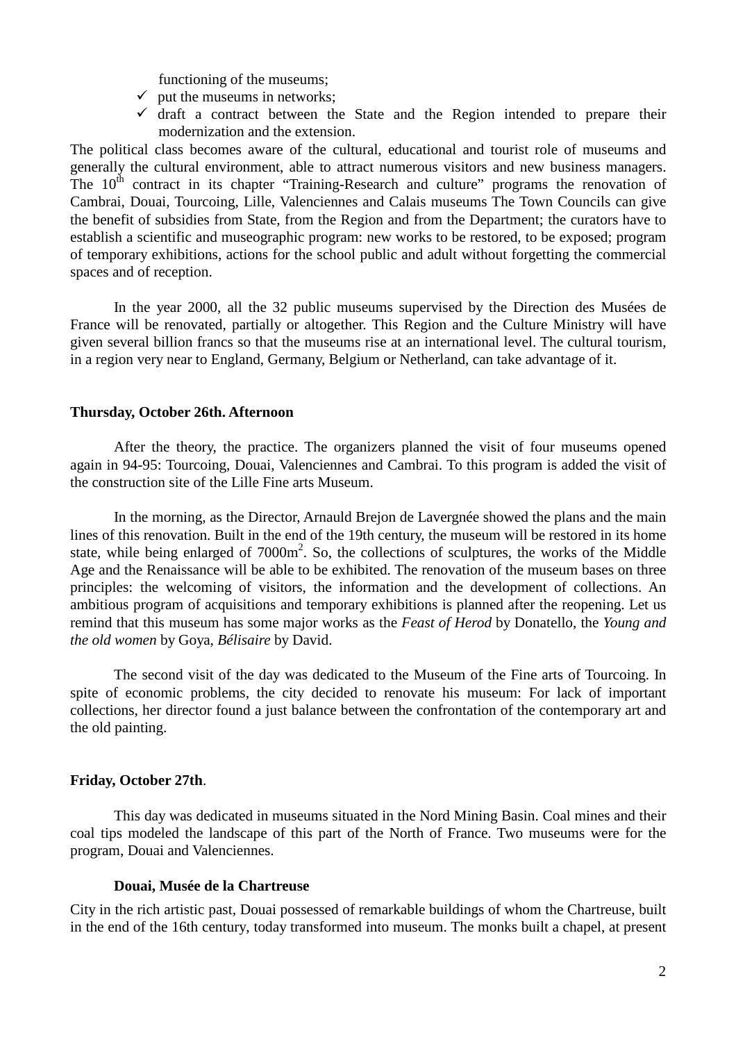functioning of the museums;

- ✓ put the museums in networks;
- ✓ draft a contract between the State and the Region intended to prepare their modernization and the extension.

The political class becomes aware of the cultural, educational and tourist role of museums and generally the cultural environment, able to attract numerous visitors and new business managers. The 10th contract in its chapter "Training-Research and culture" programs the renovation of Cambrai, Douai, Tourcoing, Lille, Valenciennes and Calais museums The Town Councils can give the benefit of subsidies from State, from the Region and from the Department; the curators have to establish a scientific and museographic program: new works to be restored, to be exposed; program of temporary exhibitions, actions for the school public and adult without forgetting the commercial spaces and of reception.

In the year 2000, all the 32 public museums supervised by the Direction des Musées de France will be renovated, partially or altogether. This Region and the Culture Ministry will have given several billion francs so that the museums rise at an international level. The cultural tourism, in a region very near to England, Germany, Belgium or Netherland, can take advantage of it.

**Thursday, October 26th. Afternoon**

After the theory, the practice. The organizers planned the visit of four museums opened again in 94-95: Tourcoing, Douai, Valenciennes and Cambrai. To this program is added the visit of the construction site of the Lille Fine arts Museum.

In the morning, as the Director, Arnauld Brejon de Lavergnée showed the plans and the main lines of this renovation. Built in the end of the 19th century, the museum will be restored in its home state, while being enlarged of 7000m². So, the collections of sculptures, the works of the Middle Age and the Renaissance will be able to be exhibited. The renovation of the museum bases on three principles: the welcoming of visitors, the information and the development of collections. An ambitious program of acquisitions and temporary exhibitions is planned after the reopening. Let us remind that this museum has some major works as the *Feast of Herod* by Donatello, the *Young and the old women* by Goya, *Bélisaire* by David.

The second visit of the day was dedicated to the Museum of the Fine arts of Tourcoing. In spite of economic problems, the city decided to renovate his museum: For lack of important collections, her director found a just balance between the confrontation of the contemporary art and the old painting.

**Friday, October 27th**.

This day was dedicated in museums situated in the Nord Mining Basin. Coal mines and their coal tips modeled the landscape of this part of the North of France. Two museums were for the program, Douai and Valenciennes.

**Douai, Musée de la Chartreuse**

City in the rich artistic past, Douai possessed of remarkable buildings of whom the Chartreuse, built in the end of the 16th century, today transformed into museum. The monks built a chapel, at present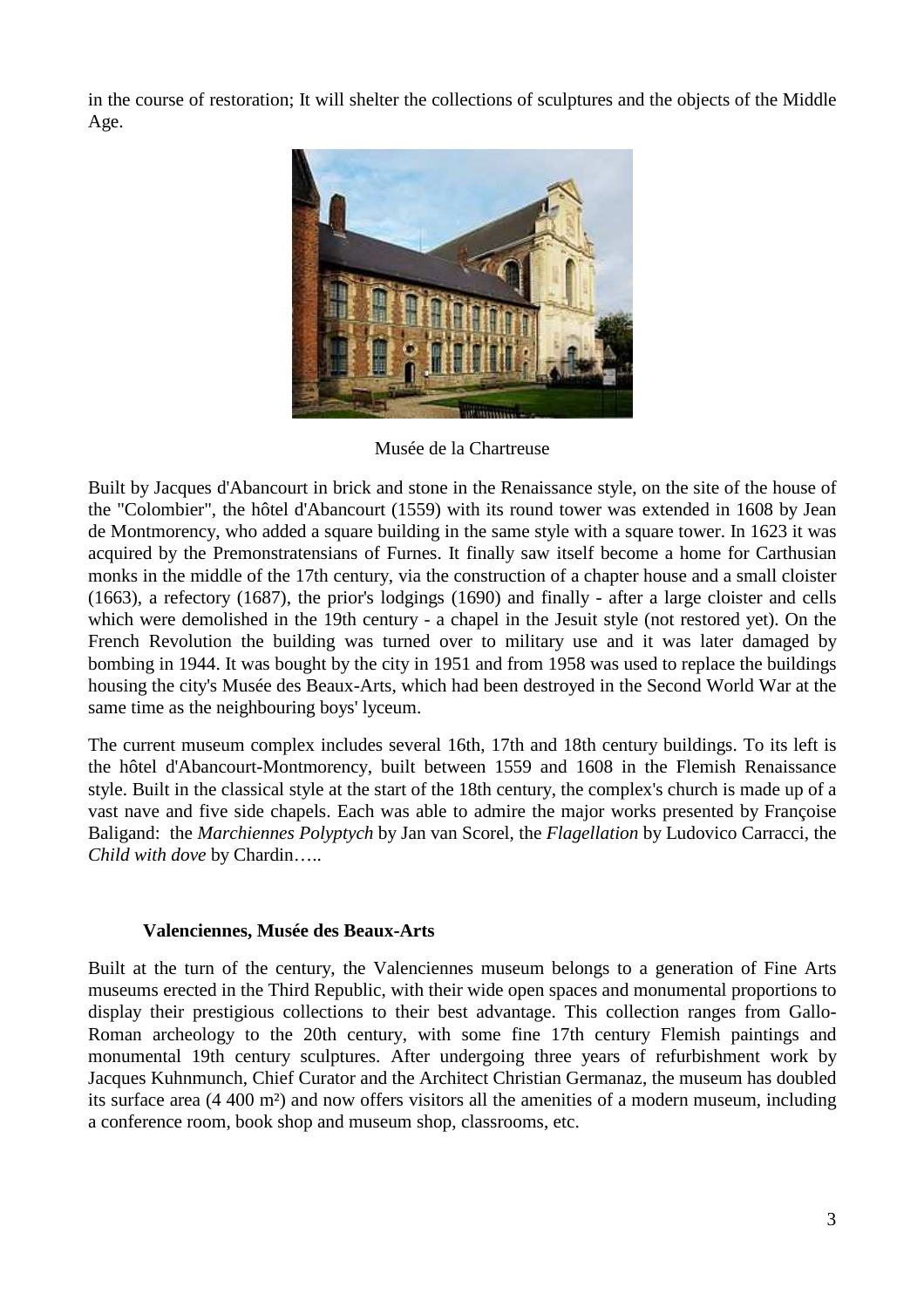in the course of restoration; It will shelter the collections of sculptures and the objects of the Middle Age.

Musée de la Chartreuse

Built by Jacques d'Abancourt in brick and stone in the Renaissance style, on the site of the house of the "Colombier", the hôtel d'Abancourt (1559) with its round tower was extended in 1608 by Jean de Montmorency, who added a square building in the same style with a square tower. In 1623 it was acquired by the Premonstratensians of Furnes. It finally saw itself become a home for Carthusian monks in the middle of the 17th century, via the construction of a chapter house and a small cloister (1663), a refectory (1687), the prior's lodgings (1690) and finally - after a large cloister and cells which were demolished in the 19th century - a chapel in the Jesuit style (not restored yet). On the French Revolution the building was turned over to military use and it was later damaged by bombing in 1944. It was bought by the city in 1951 and from 1958 was used to replace the buildings housing the city's Musée des Beaux-Arts, which had been destroyed in the Second World War at the same time as the neighbouring boys' lyceum.

The current museum complex includes several 16th, 17th and 18th century buildings. To its left is the hôtel d'Abancourt-Montmorency, built between 1559 and 1608 in the Flemish Renaissance style. Built in the classical style at the start of the 18th century, the complex's church is made up of a vast nave and five side chapels. Each was able to admire the major works presented by Françoise Baligand: the *Marchiennes Polyptych* by Jan van Scorel, the *Flagellation* by Ludovico Carracci, the *Child with dove* by Chardin…..

**Valenciennes, Musée des Beaux-Arts**

Built at the turn of the century, the Valenciennes museum belongs to a generation of Fine Arts museums erected in the Third Republic, with their wide open spaces and monumental proportions to display their prestigious collections to their best advantage. This collection ranges from Gallo-Roman archeology to the 20th century, with some fine 17th century Flemish paintings and monumental 19th century sculptures. After undergoing three years of refurbishment work by Jacques Kuhnmunch, Chief Curator and the Architect Christian Germanaz, the museum has doubled its surface area (4 400 m²) and now offers visitors all the amenities of a modern museum, including a conference room, book shop and museum shop, classrooms, etc.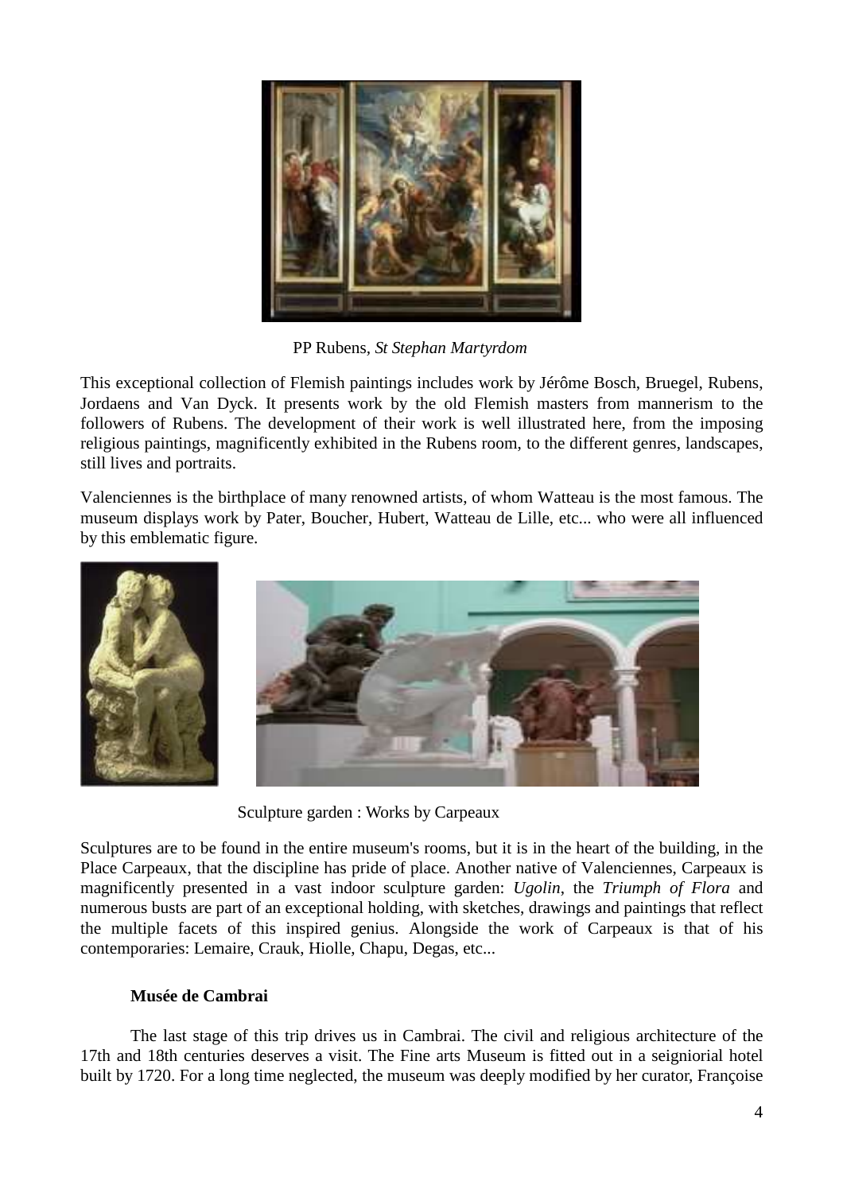PP Rubens, *St Stephan Martyrdom*

This exceptional collection of Flemish paintings includes work by Jérôme Bosch, Bruegel, Rubens, Jordaens and Van Dyck. It presents work by the old Flemish masters from mannerism to the followers of Rubens. The development of their work is well illustrated here, from the imposing religious paintings, magnificently exhibited in the Rubens room, to the different genres, landscapes, still lives and portraits.

Valenciennes is the birthplace of many renowned artists, of whom Watteau is the most famous. The museum displays work by Pater, Boucher, Hubert, Watteau de Lille, etc... who were all influenced by this emblematic figure.

Sculpture garden : Works by Carpeaux

Sculptures are to be found in the entire museum's rooms, but it is in the heart of the building, in the Place Carpeaux, that the discipline has pride of place. Another native of Valenciennes, Carpeaux is magnificently presented in a vast indoor sculpture garden: *Ugolin*, the *Triumph of Flora* and numerous busts are part of an exceptional holding, with sketches, drawings and paintings that reflect the multiple facets of this inspired genius. Alongside the work of Carpeaux is that of his contemporaries: Lemaire, Crauk, Hiolle, Chapu, Degas, etc...

**Musée de Cambrai**

The last stage of this trip drives us in Cambrai. The civil and religious architecture of the 17th and 18th centuries deserves a visit. The Fine arts Museum is fitted out in a seigniorial hotel built by 1720. For a long time neglected, the museum was deeply modified by her curator, Françoise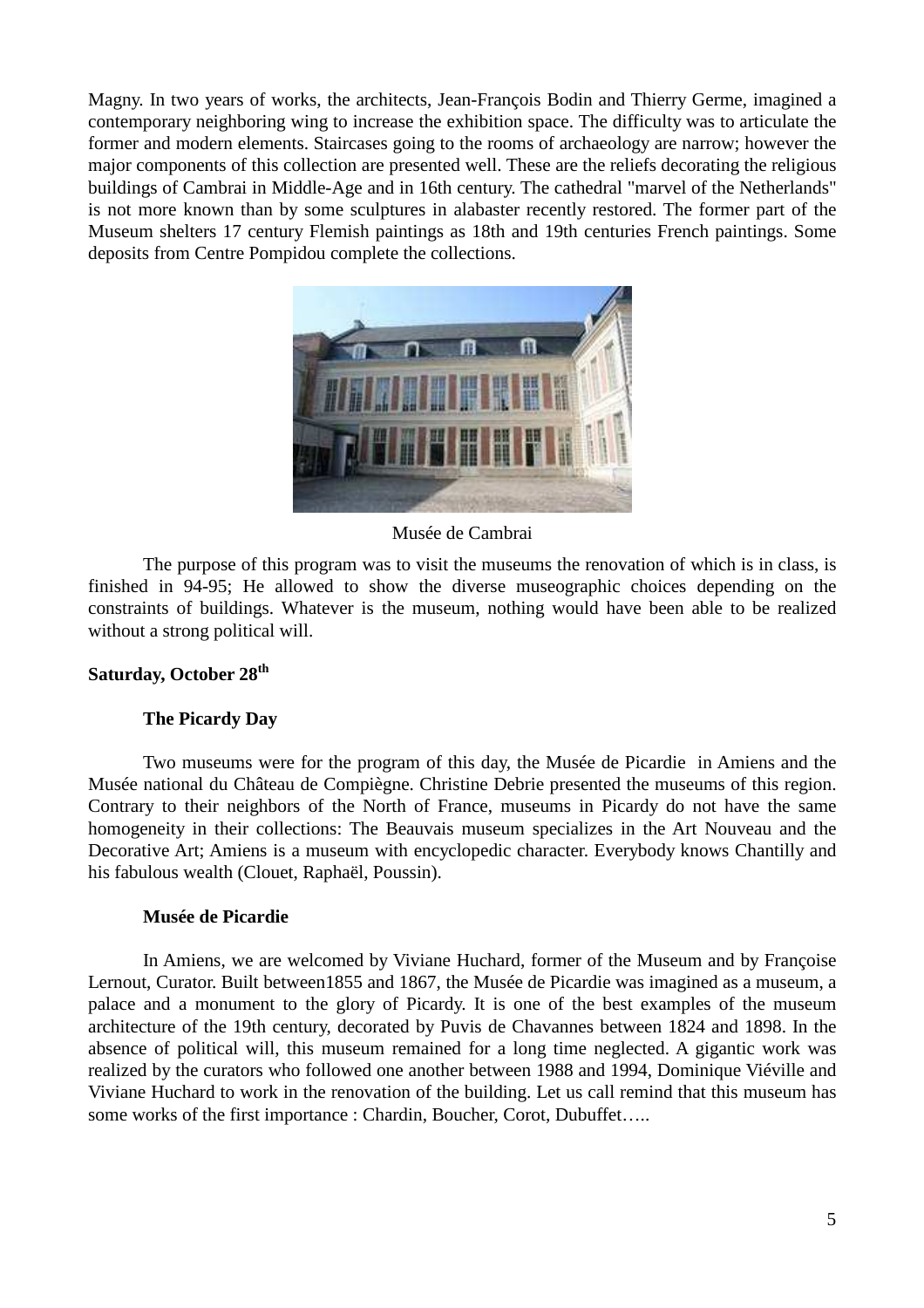Magny. In two years of works, the architects, Jean-François Bodin and Thierry Germe, imagined a contemporary neighboring wing to increase the exhibition space. The difficulty was to articulate the former and modern elements. Staircases going to the rooms of archaeology are narrow; however the major components of this collection are presented well. These are the reliefs decorating the religious buildings of Cambrai in Middle-Age and in 16th century. The cathedral "marvel of the Netherlands" is not more known than by some sculptures in alabaster recently restored. The former part of the Museum shelters 17 century Flemish paintings as 18th and 19th centuries French paintings. Some deposits from Centre Pompidou complete the collections.

Musée de Cambrai

The purpose of this program was to visit the museums the renovation of which is in class, is finished in 94-95; He allowed to show the diverse museographic choices depending on the constraints of buildings. Whatever is the museum, nothing would have been able to be realized without a strong political will.

**Saturday, October 28th**

**The Picardy Day**

Two museums were for the program of this day, the Musée de Picardie in Amiens and the Musée national du Château de Compiègne. Christine Debrie presented the museums of this region. Contrary to their neighbors of the North of France, museums in Picardy do not have the same homogeneity in their collections: The Beauvais museum specializes in the Art Nouveau and the Decorative Art; Amiens is a museum with encyclopedic character. Everybody knows Chantilly and his fabulous wealth (Clouet, Raphaël, Poussin).

**Musée de Picardie**

In Amiens, we are welcomed by Viviane Huchard, former of the Museum and by Françoise Lernout, Curator. Built between1855 and 1867, the Musée de Picardie was imagined as a museum, a palace and a monument to the glory of Picardy. It is one of the best examples of the museum architecture of the 19th century, decorated by Puvis de Chavannes between 1824 and 1898. In the absence of political will, this museum remained for a long time neglected. A gigantic work was realized by the curators who followed one another between 1988 and 1994, Dominique Viéville and Viviane Huchard to work in the renovation of the building. Let us call remind that this museum has some works of the first importance : Chardin, Boucher, Corot, Dubuffet…..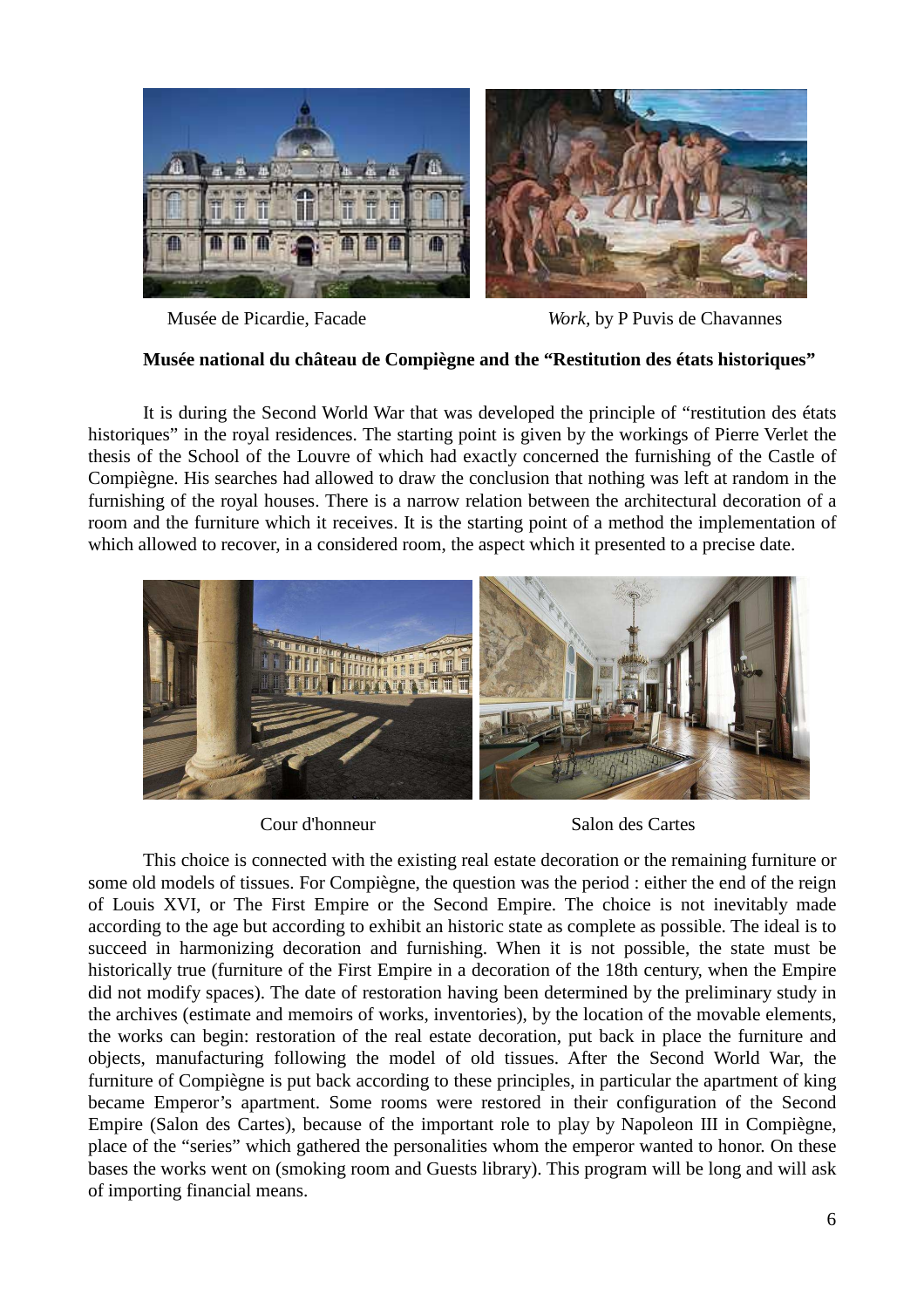Musée de Picardie, Facade

*Work*, by P Puvis de Chavannes

**Musée national du château de Compiègne and the "Restitution des états historiques"**

It is during the Second World War that was developed the principle of "restitution des états historiques" in the royal residences. The starting point is given by the workings of Pierre Verlet the thesis of the School of the Louvre of which had exactly concerned the furnishing of the Castle of Compiègne. His searches had allowed to draw the conclusion that nothing was left at random in the furnishing of the royal houses. There is a narrow relation between the architectural decoration of a room and the furniture which it receives. It is the starting point of a method the implementation of which allowed to recover, in a considered room, the aspect which it presented to a precise date.

Cour d'honneur

Salon des Cartes

This choice is connected with the existing real estate decoration or the remaining furniture or some old models of tissues. For Compiègne, the question was the period : either the end of the reign of Louis XVI, or The First Empire or the Second Empire. The choice is not inevitably made according to the age but according to exhibit an historic state as complete as possible. The ideal is to succeed in harmonizing decoration and furnishing. When it is not possible, the state must be historically true (furniture of the First Empire in a decoration of the 18th century, when the Empire did not modify spaces). The date of restoration having been determined by the preliminary study in the archives (estimate and memoirs of works, inventories), by the location of the movable elements, the works can begin: restoration of the real estate decoration, put back in place the furniture and objects, manufacturing following the model of old tissues. After the Second World War, the furniture of Compiègne is put back according to these principles, in particular the apartment of king became Emperor's apartment. Some rooms were restored in their configuration of the Second Empire (Salon des Cartes), because of the important role to play by Napoleon III in Compiègne, place of the "series" which gathered the personalities whom the emperor wanted to honor. On these bases the works went on (smoking room and Guests library). This program will be long and will ask of importing financial means.